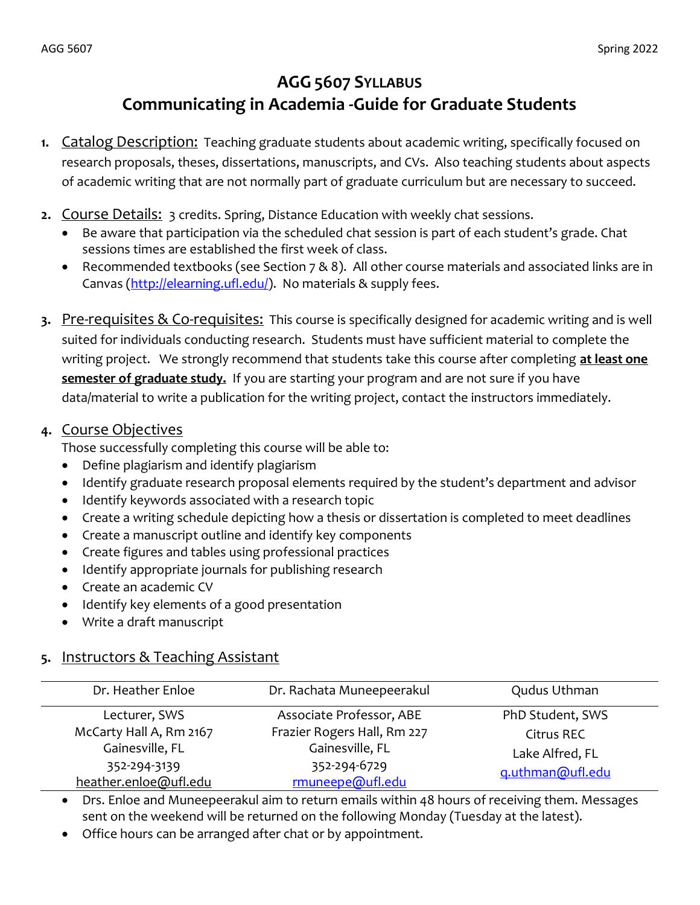# AGG 5607 SYLLABUS
## Communicating in Academia -Guide for Graduate Students

1. Catalog Description: Teaching graduate students about academic writing, specifically focused on research proposals, theses, dissertations, manuscripts, and CVs. Also teaching students about aspects of academic writing that are not normally part of graduate curriculum but are necessary to succeed.

2. Course Details: 3 credits. Spring, Distance Education with weekly chat sessions.
   - Be aware that participation via the scheduled chat session is part of each student's grade. Chat sessions times are established the first week of class.
   - Recommended textbooks (see Section 7 & 8). All other course materials and associated links are in Canvas (http://elearning.ufl.edu/). No materials & supply fees.

3. Pre-requisites & Co-requisites: This course is specifically designed for academic writing and is well suited for individuals conducting research. Students must have sufficient material to complete the writing project. We strongly recommend that students take this course after completing **at least one semester of graduate study.** If you are starting your program and are not sure if you have data/material to write a publication for the writing project, contact the instructors immediately.

4. Course Objectives

   Those successfully completing this course will be able to:
   - Define plagiarism and identify plagiarism
   - Identify graduate research proposal elements required by the student's department and advisor
   - Identify keywords associated with a research topic
   - Create a writing schedule depicting how a thesis or dissertation is completed to meet deadlines
   - Create a manuscript outline and identify key components
   - Create figures and tables using professional practices
   - Identify appropriate journals for publishing research
   - Create an academic CV
   - Identify key elements of a good presentation
   - Write a draft manuscript

5. Instructors & Teaching Assistant

| Dr. Heather Enloe | Dr. Rachata Muneepeerakul | Qudus Uthman |
|---|---|---|
| Lecturer, SWS<br>McCarty Hall A, Rm 2167<br>Gainesville, FL<br>352-294-3139<br>heather.enloe@ufl.edu | Associate Professor, ABE<br>Frazier Rogers Hall, Rm 227<br>Gainesville, FL<br>352-294-6729<br>rmuneepe@ufl.edu | PhD Student, SWS<br>Citrus REC<br>Lake Alfred, FL<br>q.uthman@ufl.edu |

   - Drs. Enloe and Muneepeerakul aim to return emails within 48 hours of receiving them. Messages sent on the weekend will be returned on the following Monday (Tuesday at the latest).
   - Office hours can be arranged after chat or by appointment.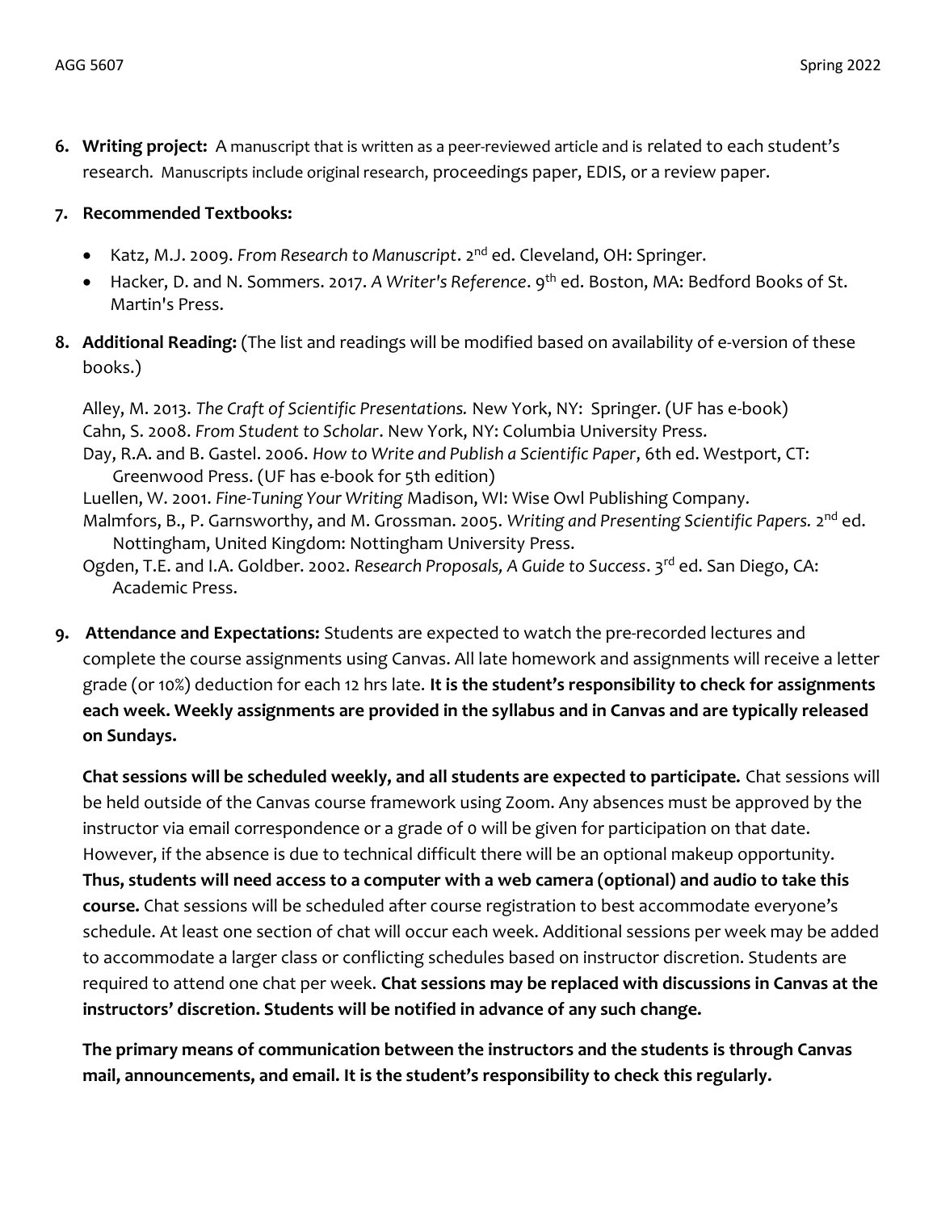6. **Writing project:** A manuscript that is written as a peer-reviewed article and is related to each student's research. Manuscripts include original research, proceedings paper, EDIS, or a review paper.

7. **Recommended Textbooks:**

   - Katz, M.J. 2009. *From Research to Manuscript*. 2nd ed. Cleveland, OH: Springer.
   - Hacker, D. and N. Sommers. 2017. *A Writer's Reference*. 9th ed. Boston, MA: Bedford Books of St. Martin's Press.

8. **Additional Reading:** (The list and readings will be modified based on availability of e-version of these books.)

   Alley, M. 2013. *The Craft of Scientific Presentations.* New York, NY: Springer. (UF has e-book)
   Cahn, S. 2008. *From Student to Scholar*. New York, NY: Columbia University Press.
   Day, R.A. and B. Gastel. 2006. *How to Write and Publish a Scientific Paper*, 6th ed. Westport, CT: Greenwood Press. (UF has e-book for 5th edition)
   Luellen, W. 2001. *Fine-Tuning Your Writing* Madison, WI: Wise Owl Publishing Company.
   Malmfors, B., P. Garnsworthy, and M. Grossman. 2005. *Writing and Presenting Scientific Papers.* 2nd ed. Nottingham, United Kingdom: Nottingham University Press.
   Ogden, T.E. and I.A. Goldber. 2002. *Research Proposals, A Guide to Success*. 3rd ed. San Diego, CA: Academic Press.

9. **Attendance and Expectations:** Students are expected to watch the pre-recorded lectures and complete the course assignments using Canvas. All late homework and assignments will receive a letter grade (or 10%) deduction for each 12 hrs late. **It is the student's responsibility to check for assignments each week. Weekly assignments are provided in the syllabus and in Canvas and are typically released on Sundays.**

   **Chat sessions will be scheduled weekly, and all students are expected to participate.** Chat sessions will be held outside of the Canvas course framework using Zoom. Any absences must be approved by the instructor via email correspondence or a grade of 0 will be given for participation on that date. However, if the absence is due to technical difficult there will be an optional makeup opportunity. **Thus, students will need access to a computer with a web camera (optional) and audio to take this course.** Chat sessions will be scheduled after course registration to best accommodate everyone's schedule. At least one section of chat will occur each week. Additional sessions per week may be added to accommodate a larger class or conflicting schedules based on instructor discretion. Students are required to attend one chat per week. **Chat sessions may be replaced with discussions in Canvas at the instructors' discretion. Students will be notified in advance of any such change.**

   **The primary means of communication between the instructors and the students is through Canvas mail, announcements, and email. It is the student's responsibility to check this regularly.**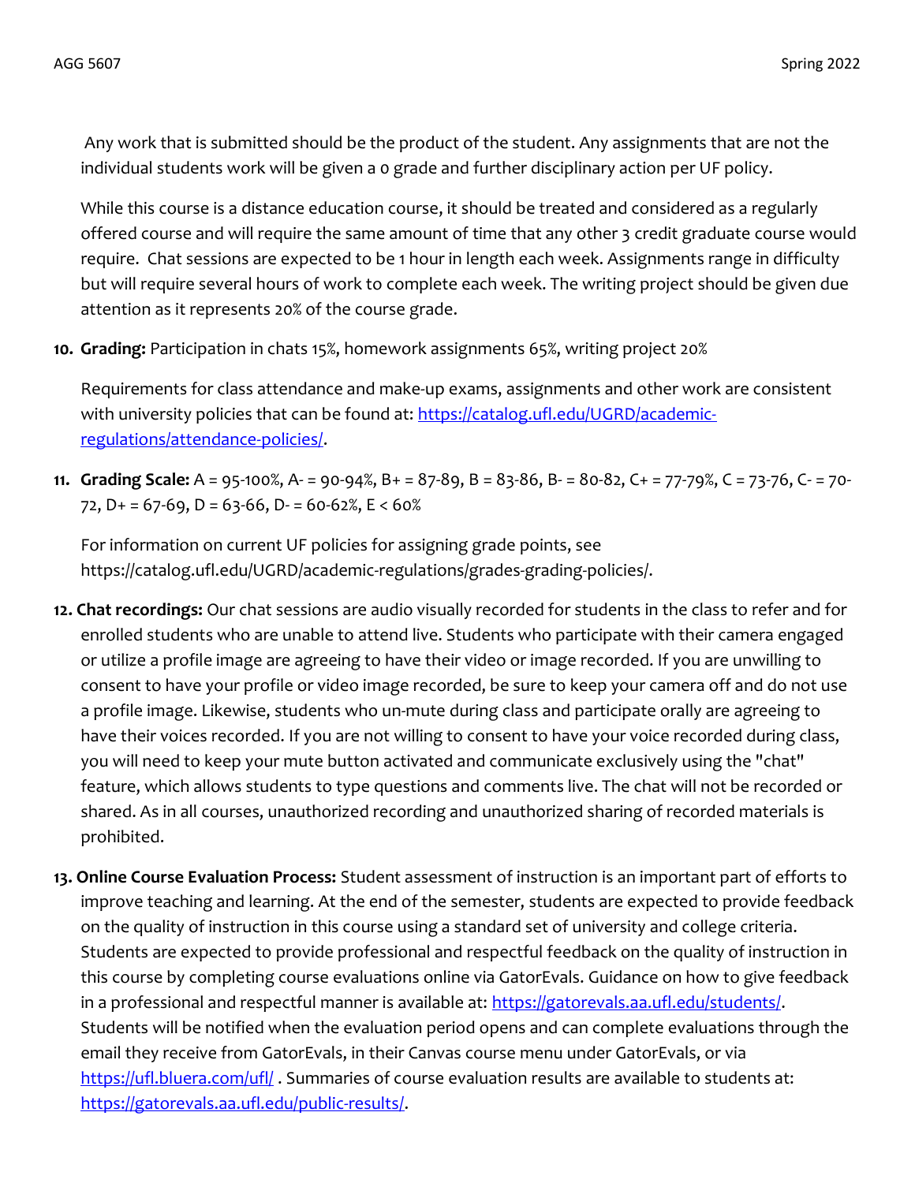Any work that is submitted should be the product of the student. Any assignments that are not the individual students work will be given a 0 grade and further disciplinary action per UF policy.

While this course is a distance education course, it should be treated and considered as a regularly offered course and will require the same amount of time that any other 3 credit graduate course would require. Chat sessions are expected to be 1 hour in length each week. Assignments range in difficulty but will require several hours of work to complete each week. The writing project should be given due attention as it represents 20% of the course grade.

10. **Grading:** Participation in chats 15%, homework assignments 65%, writing project 20%

    Requirements for class attendance and make-up exams, assignments and other work are consistent with university policies that can be found at: [https://catalog.ufl.edu/UGRD/academic-regulations/attendance-policies/](https://catalog.ufl.edu/UGRD/academic-regulations/attendance-policies/).

11. **Grading Scale:** A = 95-100%, A- = 90-94%, B+ = 87-89, B = 83-86, B- = 80-82, C+ = 77-79%, C = 73-76, C- = 70-72, D+ = 67-69, D = 63-66, D- = 60-62%, E < 60%

    For information on current UF policies for assigning grade points, see https://catalog.ufl.edu/UGRD/academic-regulations/grades-grading-policies/.

12. **Chat recordings:** Our chat sessions are audio visually recorded for students in the class to refer and for enrolled students who are unable to attend live. Students who participate with their camera engaged or utilize a profile image are agreeing to have their video or image recorded. If you are unwilling to consent to have your profile or video image recorded, be sure to keep your camera off and do not use a profile image. Likewise, students who un-mute during class and participate orally are agreeing to have their voices recorded. If you are not willing to consent to have your voice recorded during class, you will need to keep your mute button activated and communicate exclusively using the "chat" feature, which allows students to type questions and comments live. The chat will not be recorded or shared. As in all courses, unauthorized recording and unauthorized sharing of recorded materials is prohibited.

13. **Online Course Evaluation Process:** Student assessment of instruction is an important part of efforts to improve teaching and learning. At the end of the semester, students are expected to provide feedback on the quality of instruction in this course using a standard set of university and college criteria. Students are expected to provide professional and respectful feedback on the quality of instruction in this course by completing course evaluations online via GatorEvals. Guidance on how to give feedback in a professional and respectful manner is available at: [https://gatorevals.aa.ufl.edu/students/](https://gatorevals.aa.ufl.edu/students/). Students will be notified when the evaluation period opens and can complete evaluations through the email they receive from GatorEvals, in their Canvas course menu under GatorEvals, or via [https://ufl.bluera.com/ufl/](https://ufl.bluera.com/ufl/) . Summaries of course evaluation results are available to students at: [https://gatorevals.aa.ufl.edu/public-results/](https://gatorevals.aa.ufl.edu/public-results/).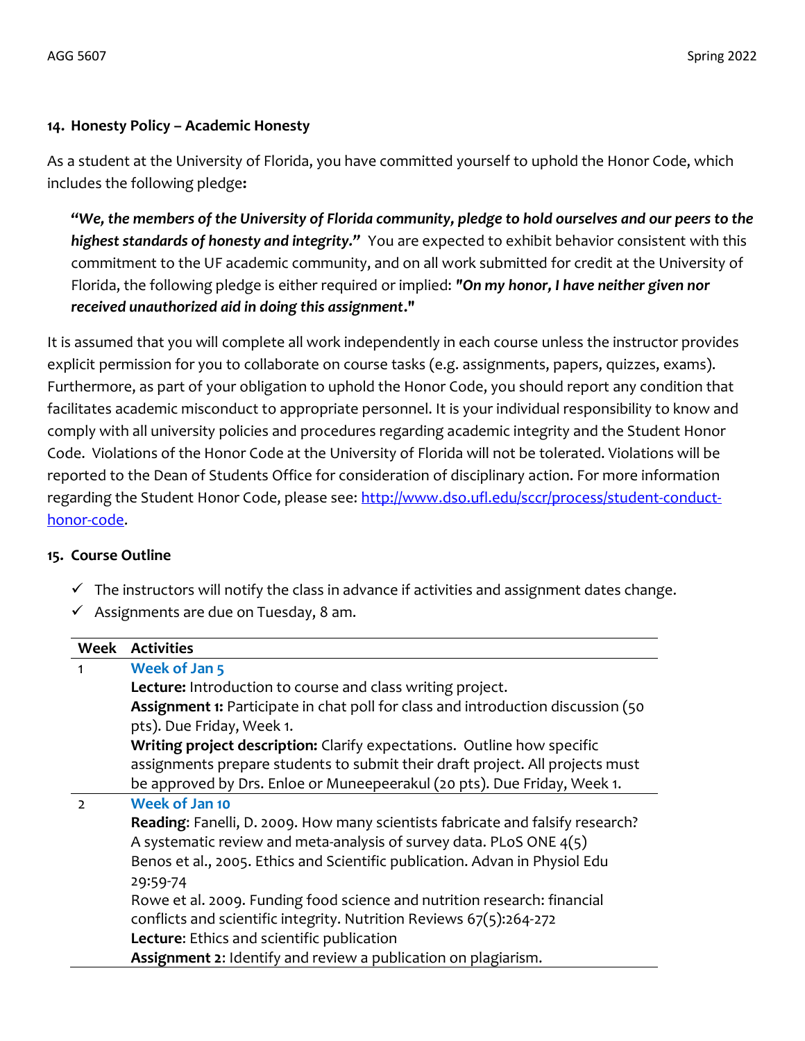## 14. Honesty Policy – Academic Honesty

As a student at the University of Florida, you have committed yourself to uphold the Honor Code, which includes the following pledge**:**

> ***"We, the members of the University of Florida community, pledge to hold ourselves and our peers to the highest standards of honesty and integrity."*** You are expected to exhibit behavior consistent with this commitment to the UF academic community, and on all work submitted for credit at the University of Florida, the following pledge is either required or implied: ***"On my honor, I have neither given nor received unauthorized aid in doing this assignment."***

It is assumed that you will complete all work independently in each course unless the instructor provides explicit permission for you to collaborate on course tasks (e.g. assignments, papers, quizzes, exams). Furthermore, as part of your obligation to uphold the Honor Code, you should report any condition that facilitates academic misconduct to appropriate personnel. It is your individual responsibility to know and comply with all university policies and procedures regarding academic integrity and the Student Honor Code. Violations of the Honor Code at the University of Florida will not be tolerated. Violations will be reported to the Dean of Students Office for consideration of disciplinary action. For more information regarding the Student Honor Code, please see: http://www.dso.ufl.edu/sccr/process/student-conduct-honor-code.

## 15. Course Outline

- ✓ The instructors will notify the class in advance if activities and assignment dates change.
- ✓ Assignments are due on Tuesday, 8 am.

| Week | Activities |
|---|---|
| 1 | **Week of Jan 5**<br>**Lecture:** Introduction to course and class writing project.<br>**Assignment 1:** Participate in chat poll for class and introduction discussion (50 pts). Due Friday, Week 1.<br>**Writing project description:** Clarify expectations. Outline how specific assignments prepare students to submit their draft project. All projects must be approved by Drs. Enloe or Muneepeerakul (20 pts). Due Friday, Week 1. |
| 2 | **Week of Jan 10**<br>**Reading**: Fanelli, D. 2009. How many scientists fabricate and falsify research? A systematic review and meta-analysis of survey data. PLoS ONE 4(5)<br>Benos et al., 2005. Ethics and Scientific publication. Advan in Physiol Edu 29:59-74<br>Rowe et al. 2009. Funding food science and nutrition research: financial conflicts and scientific integrity. Nutrition Reviews 67(5):264-272<br>**Lecture**: Ethics and scientific publication<br>**Assignment 2**: Identify and review a publication on plagiarism. |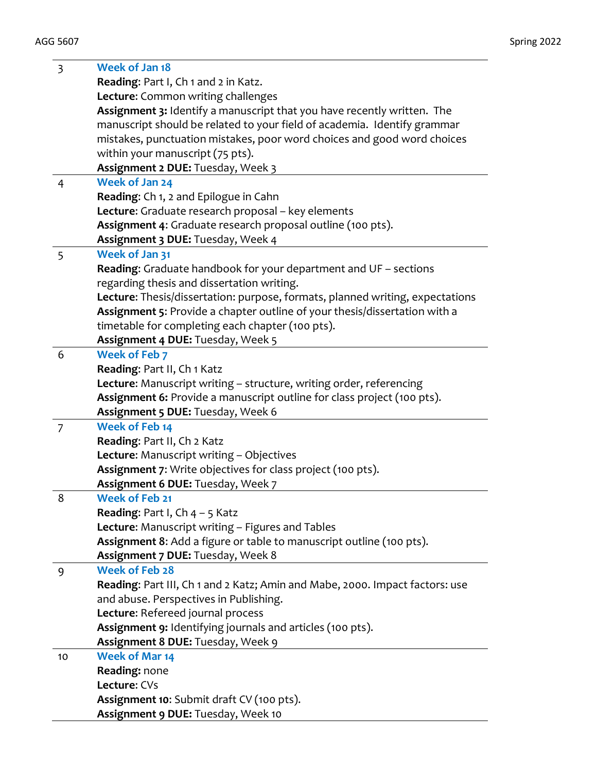| | |
|---|---|
| 3 | **Week of Jan 18**<br>**Reading**: Part I, Ch 1 and 2 in Katz.<br>**Lecture**: Common writing challenges<br>**Assignment 3:** Identify a manuscript that you have recently written. The manuscript should be related to your field of academia. Identify grammar mistakes, punctuation mistakes, poor word choices and good word choices within your manuscript (75 pts).<br>**Assignment 2 DUE:** Tuesday, Week 3 |
| 4 | **Week of Jan 24**<br>**Reading**: Ch 1, 2 and Epilogue in Cahn<br>**Lecture**: Graduate research proposal – key elements<br>**Assignment 4**: Graduate research proposal outline (100 pts).<br>**Assignment 3 DUE:** Tuesday, Week 4 |
| 5 | **Week of Jan 31**<br>**Reading**: Graduate handbook for your department and UF – sections regarding thesis and dissertation writing.<br>**Lecture**: Thesis/dissertation: purpose, formats, planned writing, expectations<br>**Assignment 5**: Provide a chapter outline of your thesis/dissertation with a timetable for completing each chapter (100 pts).<br>**Assignment 4 DUE:** Tuesday, Week 5 |
| 6 | **Week of Feb 7**<br>**Reading**: Part II, Ch 1 Katz<br>**Lecture**: Manuscript writing – structure, writing order, referencing<br>**Assignment 6:** Provide a manuscript outline for class project (100 pts).<br>**Assignment 5 DUE:** Tuesday, Week 6 |
| 7 | **Week of Feb 14**<br>**Reading**: Part II, Ch 2 Katz<br>**Lecture**: Manuscript writing – Objectives<br>**Assignment 7**: Write objectives for class project (100 pts).<br>**Assignment 6 DUE:** Tuesday, Week 7 |
| 8 | **Week of Feb 21**<br>**Reading**: Part I, Ch 4 – 5 Katz<br>**Lecture**: Manuscript writing – Figures and Tables<br>**Assignment 8**: Add a figure or table to manuscript outline (100 pts).<br>**Assignment 7 DUE:** Tuesday, Week 8 |
| 9 | **Week of Feb 28**<br>**Reading**: Part III, Ch 1 and 2 Katz; Amin and Mabe, 2000. Impact factors: use and abuse. Perspectives in Publishing.<br>**Lecture**: Refereed journal process<br>**Assignment 9:** Identifying journals and articles (100 pts).<br>**Assignment 8 DUE:** Tuesday, Week 9 |
| 10 | **Week of Mar 14**<br>**Reading:** none<br>**Lecture**: CVs<br>**Assignment 10**: Submit draft CV (100 pts).<br>**Assignment 9 DUE:** Tuesday, Week 10 |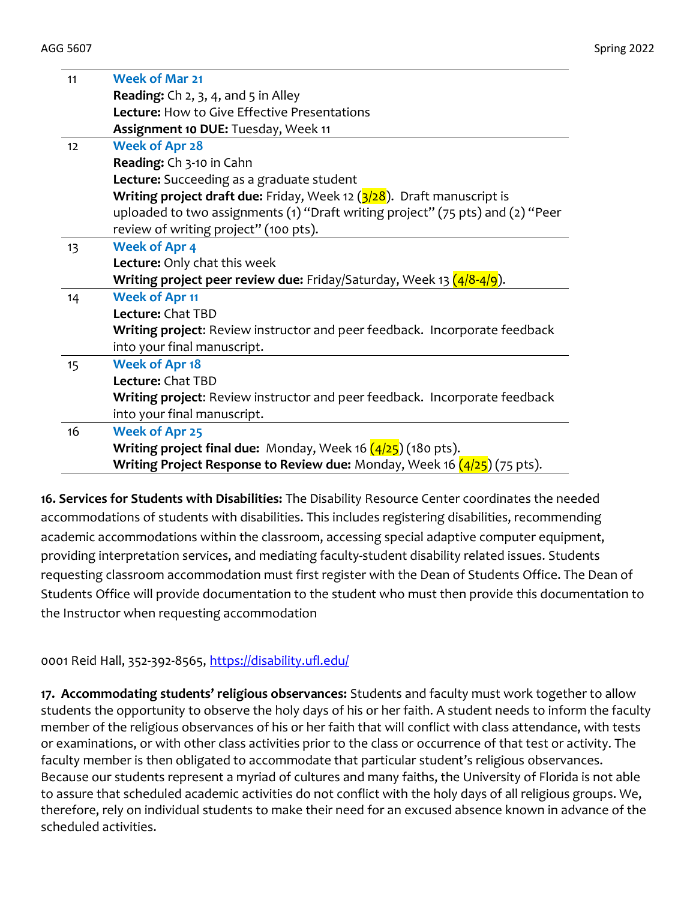| | |
|---|---|
| 11 | **Week of Mar 21**<br>**Reading:** Ch 2, 3, 4, and 5 in Alley<br>**Lecture:** How to Give Effective Presentations<br>**Assignment 10 DUE:** Tuesday, Week 11 |
| 12 | **Week of Apr 28**<br>**Reading:** Ch 3-10 in Cahn<br>**Lecture:** Succeeding as a graduate student<br>**Writing project draft due:** Friday, Week 12 (3/28). Draft manuscript is uploaded to two assignments (1) "Draft writing project" (75 pts) and (2) "Peer review of writing project" (100 pts). |
| 13 | **Week of Apr 4**<br>**Lecture:** Only chat this week<br>**Writing project peer review due:** Friday/Saturday, Week 13 (4/8-4/9). |
| 14 | **Week of Apr 11**<br>**Lecture:** Chat TBD<br>**Writing project**: Review instructor and peer feedback. Incorporate feedback into your final manuscript. |
| 15 | **Week of Apr 18**<br>**Lecture:** Chat TBD<br>**Writing project**: Review instructor and peer feedback. Incorporate feedback into your final manuscript. |
| 16 | **Week of Apr 25**<br>**Writing project final due:** Monday, Week 16 (4/25) (180 pts).<br>**Writing Project Response to Review due:** Monday, Week 16 (4/25) (75 pts). |

**16. Services for Students with Disabilities:** The Disability Resource Center coordinates the needed accommodations of students with disabilities. This includes registering disabilities, recommending academic accommodations within the classroom, accessing special adaptive computer equipment, providing interpretation services, and mediating faculty-student disability related issues. Students requesting classroom accommodation must first register with the Dean of Students Office. The Dean of Students Office will provide documentation to the student who must then provide this documentation to the Instructor when requesting accommodation

0001 Reid Hall, 352-392-8565, https://disability.ufl.edu/

**17. Accommodating students' religious observances:** Students and faculty must work together to allow students the opportunity to observe the holy days of his or her faith. A student needs to inform the faculty member of the religious observances of his or her faith that will conflict with class attendance, with tests or examinations, or with other class activities prior to the class or occurrence of that test or activity. The faculty member is then obligated to accommodate that particular student's religious observances. Because our students represent a myriad of cultures and many faiths, the University of Florida is not able to assure that scheduled academic activities do not conflict with the holy days of all religious groups. We, therefore, rely on individual students to make their need for an excused absence known in advance of the scheduled activities.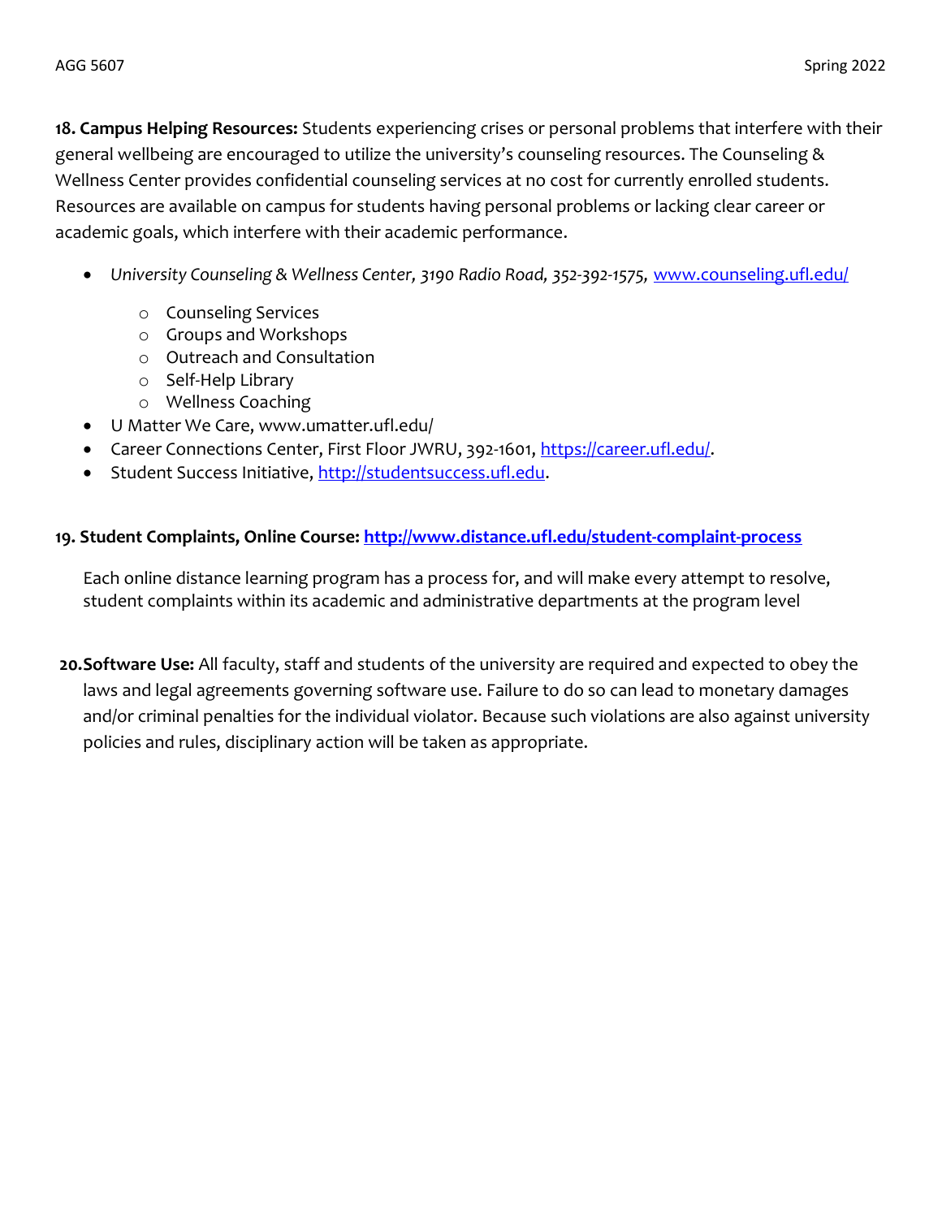**18. Campus Helping Resources:** Students experiencing crises or personal problems that interfere with their general wellbeing are encouraged to utilize the university's counseling resources. The Counseling & Wellness Center provides confidential counseling services at no cost for currently enrolled students. Resources are available on campus for students having personal problems or lacking clear career or academic goals, which interfere with their academic performance.

- *University Counseling & Wellness Center, 3190 Radio Road, 352-392-1575,* www.counseling.ufl.edu/
  - Counseling Services
  - Groups and Workshops
  - Outreach and Consultation
  - Self-Help Library
  - Wellness Coaching
- U Matter We Care, www.umatter.ufl.edu/
- Career Connections Center, First Floor JWRU, 392-1601, https://career.ufl.edu/.
- Student Success Initiative, http://studentsuccess.ufl.edu.

**19. Student Complaints, Online Course: http://www.distance.ufl.edu/student-complaint-process**

Each online distance learning program has a process for, and will make every attempt to resolve, student complaints within its academic and administrative departments at the program level

**20. Software Use:** All faculty, staff and students of the university are required and expected to obey the laws and legal agreements governing software use. Failure to do so can lead to monetary damages and/or criminal penalties for the individual violator. Because such violations are also against university policies and rules, disciplinary action will be taken as appropriate.